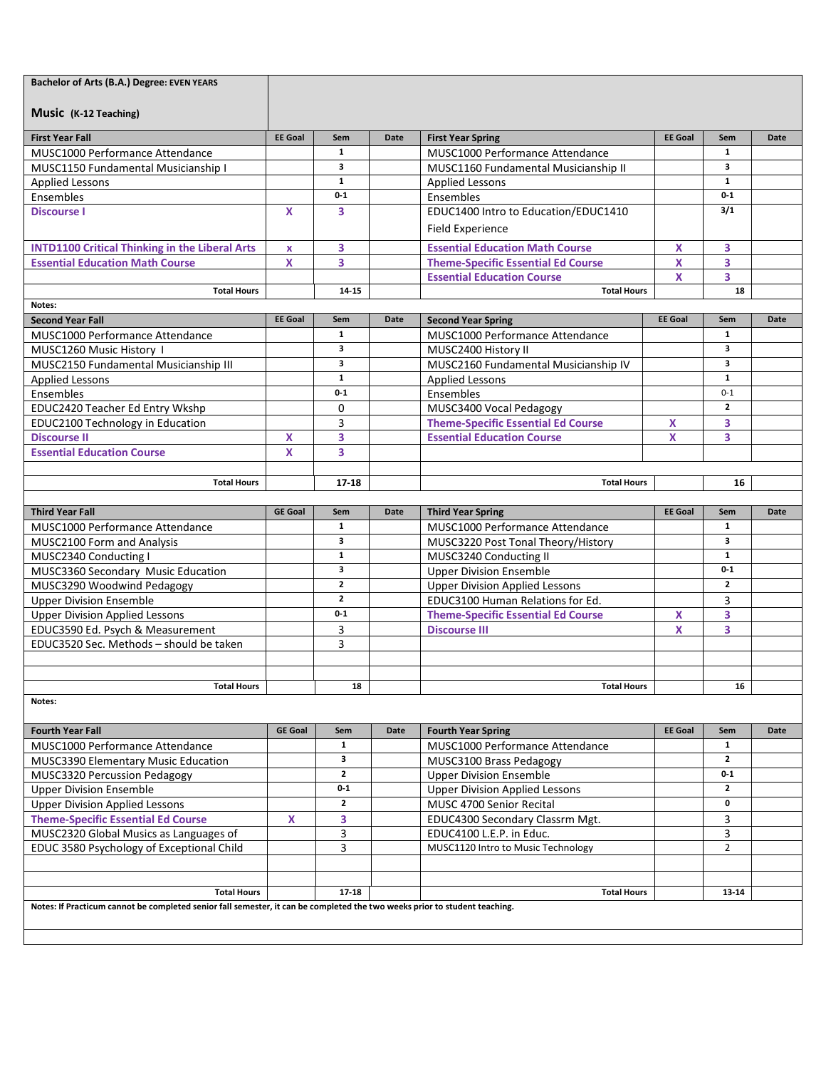**Bachelor of Arts (B.A.) Degree: EVEN YEARS**

**Music (K-12 Teaching)**

| First Year Fall | EE Goal | Sem | Date | First Year Spring | EE Goal | Sem | Date |
|---|---|---|---|---|---|---|---|
| MUSC1000 Performance Attendance | | 1 | | MUSC1000 Performance Attendance | | 1 | |
| MUSC1150 Fundamental Musicianship I | | 3 | | MUSC1160 Fundamental Musicianship II | | 3 | |
| Applied Lessons | | 1 | | Applied Lessons | | 1 | |
| Ensembles | | 0-1 | | Ensembles | | 0-1 | |
| **Discourse I** | X | 3 | | EDUC1400 Intro to Education/EDUC1410 Field Experience | | 3/1 | |
| **INTD1100 Critical Thinking in the Liberal Arts** | x | 3 | | **Essential Education Math Course** | X | 3 | |
| **Essential Education Math Course** | X | 3 | | **Theme-Specific Essential Ed Course** | X | 3 | |
| | | | | **Essential Education Course** | X | 3 | |
| **Total Hours** | | 14-15 | | **Total Hours** | | 18 | |

Notes:

| Second Year Fall | EE Goal | Sem | Date | Second Year Spring | EE Goal | Sem | Date |
|---|---|---|---|---|---|---|---|
| MUSC1000 Performance Attendance | | 1 | | MUSC1000 Performance Attendance | | 1 | |
| MUSC1260 Music History I | | 3 | | MUSC2400 History II | | 3 | |
| MUSC2150 Fundamental Musicianship III | | 3 | | MUSC2160 Fundamental Musicianship IV | | 3 | |
| Applied Lessons | | 1 | | Applied Lessons | | 1 | |
| Ensembles | | 0-1 | | Ensembles | | 0-1 | |
| EDUC2420 Teacher Ed Entry Wkshp | | 0 | | MUSC3400 Vocal Pedagogy | | 2 | |
| EDUC2100 Technology in Education | | 3 | | **Theme-Specific Essential Ed Course** | X | 3 | |
| **Discourse II** | X | 3 | | **Essential Education Course** | X | 3 | |
| **Essential Education Course** | X | 3 | | | | | |
| | | | | | | | |
| **Total Hours** | | 17-18 | | **Total Hours** | | 16 | |

| Third Year Fall | GE Goal | Sem | Date | Third Year Spring | EE Goal | Sem | Date |
|---|---|---|---|---|---|---|---|
| MUSC1000 Performance Attendance | | 1 | | MUSC1000 Performance Attendance | | 1 | |
| MUSC2100 Form and Analysis | | 3 | | MUSC3220 Post Tonal Theory/History | | 3 | |
| MUSC2340 Conducting I | | 1 | | MUSC3240 Conducting II | | 1 | |
| MUSC3360 Secondary Music Education | | 3 | | Upper Division Ensemble | | 0-1 | |
| MUSC3290 Woodwind Pedagogy | | 2 | | Upper Division Applied Lessons | | 2 | |
| Upper Division Ensemble | | 2 | | EDUC3100 Human Relations for Ed. | | 3 | |
| Upper Division Applied Lessons | | 0-1 | | **Theme-Specific Essential Ed Course** | X | 3 | |
| EDUC3590 Ed. Psych & Measurement | | 3 | | **Discourse III** | X | 3 | |
| EDUC3520 Sec. Methods – should be taken | | 3 | | | | | |
| | | | | | | | |
| | | | | | | | |
| **Total Hours** | | 18 | | **Total Hours** | | 16 | |

Notes:

| Fourth Year Fall | GE Goal | Sem | Date | Fourth Year Spring | EE Goal | Sem | Date |
|---|---|---|---|---|---|---|---|
| MUSC1000 Performance Attendance | | 1 | | MUSC1000 Performance Attendance | | 1 | |
| MUSC3390 Elementary Music Education | | 3 | | MUSC3100 Brass Pedagogy | | 2 | |
| MUSC3320 Percussion Pedagogy | | 2 | | Upper Division Ensemble | | 0-1 | |
| Upper Division Ensemble | | 0-1 | | Upper Division Applied Lessons | | 2 | |
| Upper Division Applied Lessons | | 2 | | MUSC 4700 Senior Recital | | 0 | |
| **Theme-Specific Essential Ed Course** | X | 3 | | EDUC4300 Secondary Classrm Mgt. | | 3 | |
| MUSC2320 Global Musics as Languages of | | 3 | | EDUC4100 L.E.P. in Educ. | | 3 | |
| EDUC 3580 Psychology of Exceptional Child | | 3 | | MUSC1120 Intro to Music Technology | | 2 | |
| | | | | | | | |
| | | | | | | | |
| **Total Hours** | | 17-18 | | **Total Hours** | | 13-14 | |

**Notes: If Practicum cannot be completed senior fall semester, it can be completed the two weeks prior to student teaching.**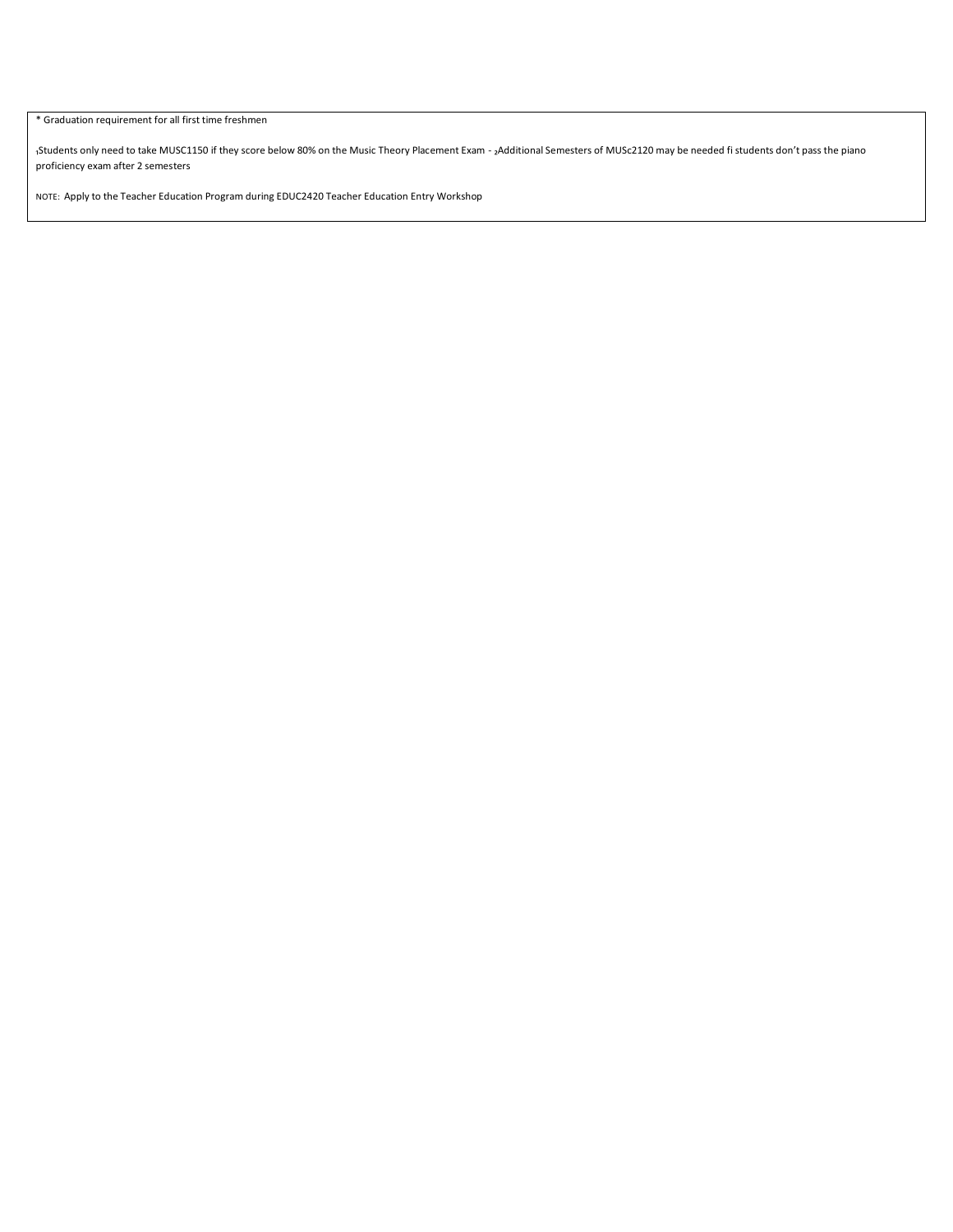* Graduation requirement for all first time freshmen

[1]Students only need to take MUSC1150 if they score below 80% on the Music Theory Placement Exam - [2]Additional Semesters of MUSc2120 may be needed fi students don't pass the piano proficiency exam after 2 semesters

NOTE: Apply to the Teacher Education Program during EDUC2420 Teacher Education Entry Workshop